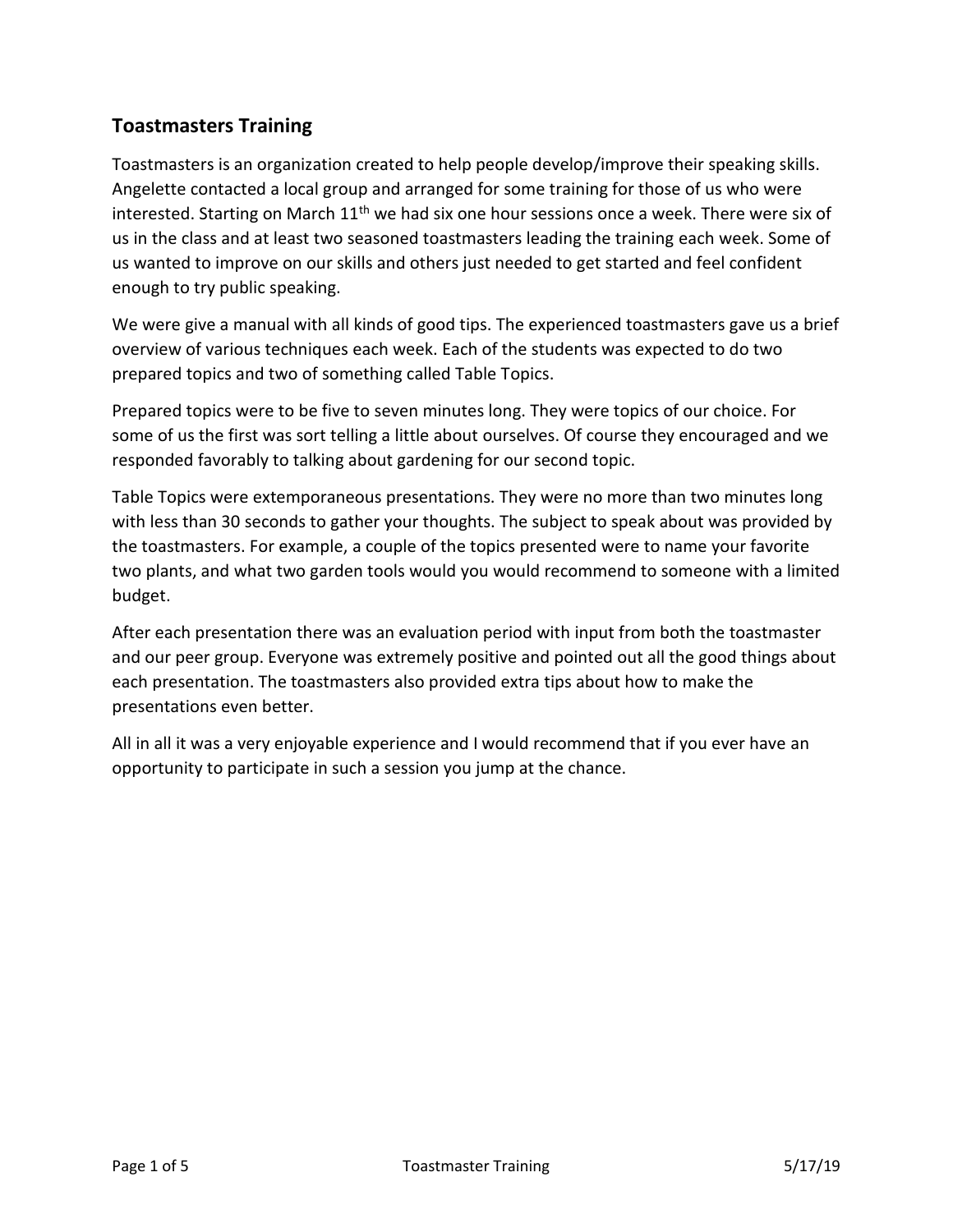## Toastmasters Training

Toastmasters is an organization created to help people develop/improve their speaking skills. Angelette contacted a local group and arranged for some training for those of us who were interested. Starting on March 11th we had six one hour sessions once a week. There were six of us in the class and at least two seasoned toastmasters leading the training each week. Some of us wanted to improve on our skills and others just needed to get started and feel confident enough to try public speaking.

We were give a manual with all kinds of good tips. The experienced toastmasters gave us a brief overview of various techniques each week. Each of the students was expected to do two prepared topics and two of something called Table Topics.

Prepared topics were to be five to seven minutes long. They were topics of our choice. For some of us the first was sort telling a little about ourselves. Of course they encouraged and we responded favorably to talking about gardening for our second topic.

Table Topics were extemporaneous presentations. They were no more than two minutes long with less than 30 seconds to gather your thoughts. The subject to speak about was provided by the toastmasters. For example, a couple of the topics presented were to name your favorite two plants, and what two garden tools would you would recommend to someone with a limited budget.

After each presentation there was an evaluation period with input from both the toastmaster and our peer group. Everyone was extremely positive and pointed out all the good things about each presentation. The toastmasters also provided extra tips about how to make the presentations even better.

All in all it was a very enjoyable experience and I would recommend that if you ever have an opportunity to participate in such a session you jump at the chance.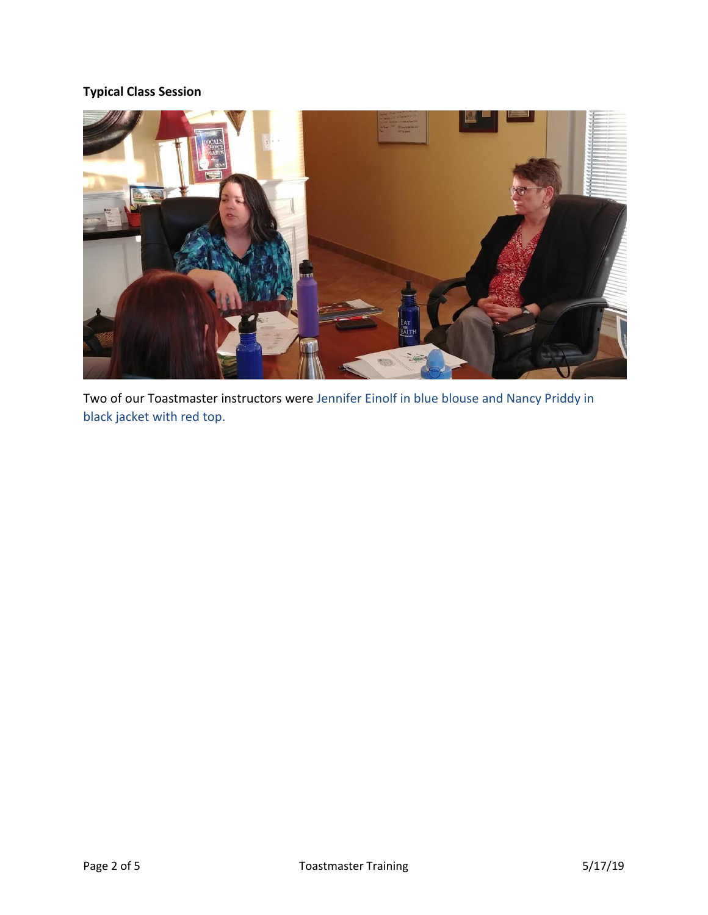**Typical Class Session**

Two of our Toastmaster instructors were Jennifer Einolf in blue blouse and Nancy Priddy in black jacket with red top.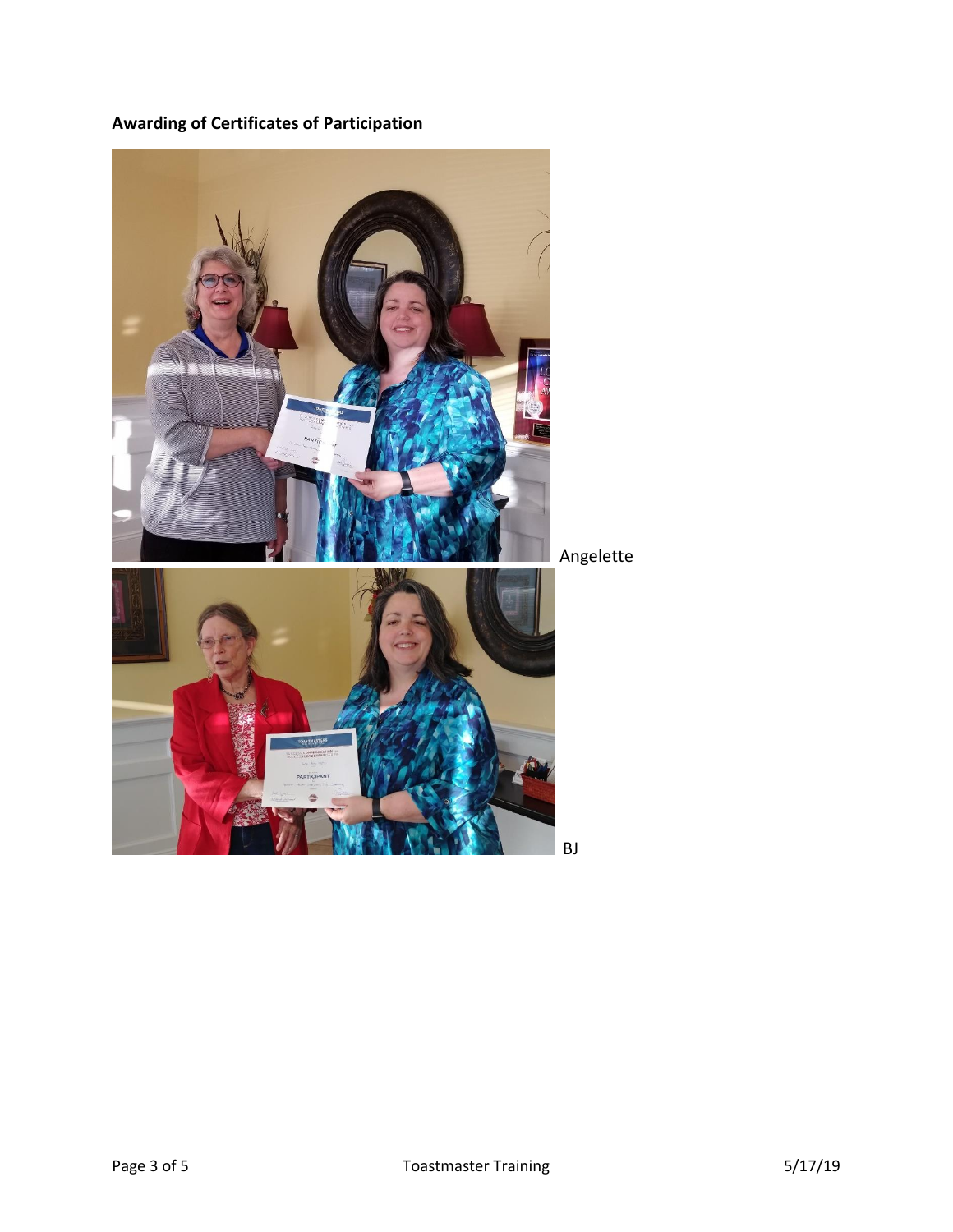**Awarding of Certificates of Participation**

Angelette

BJ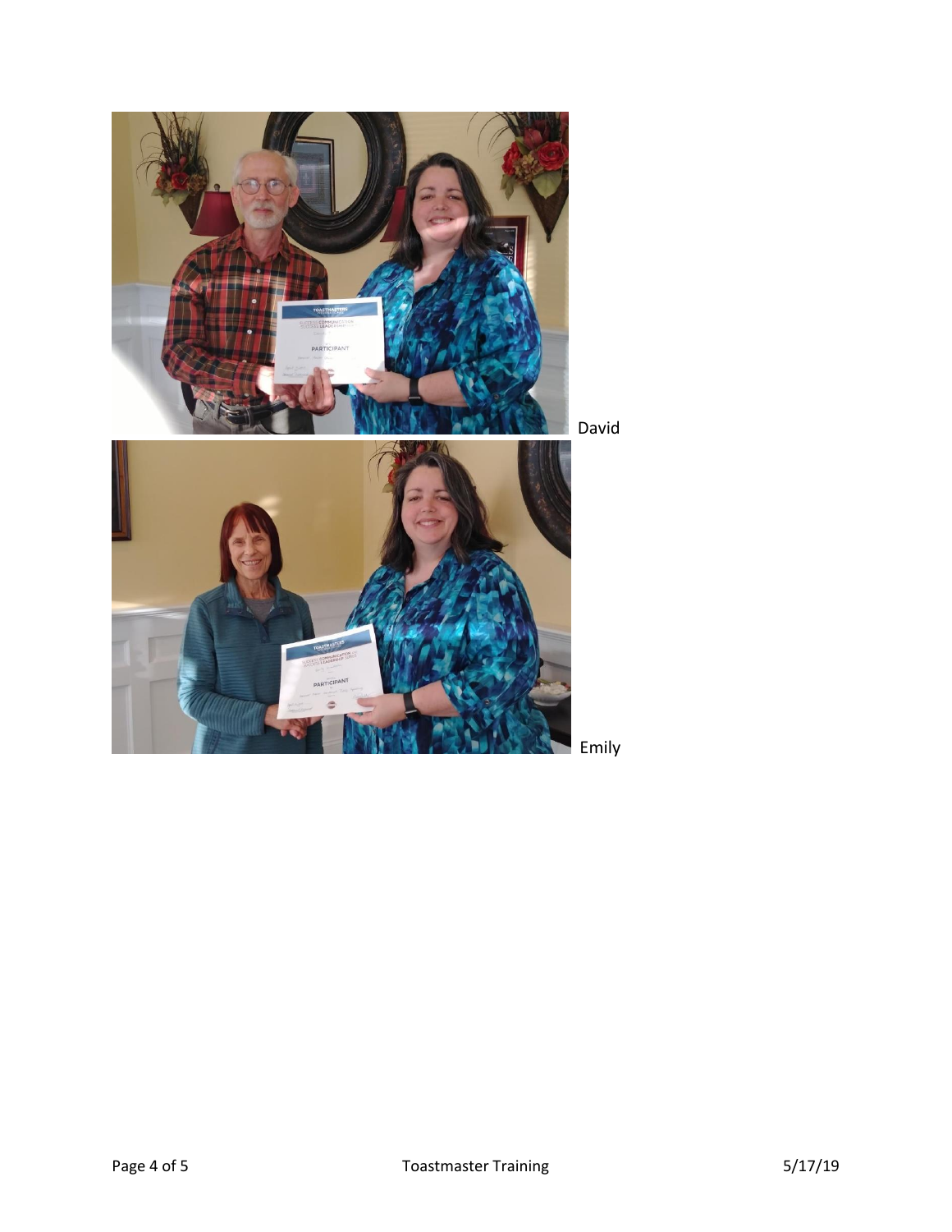David

Emily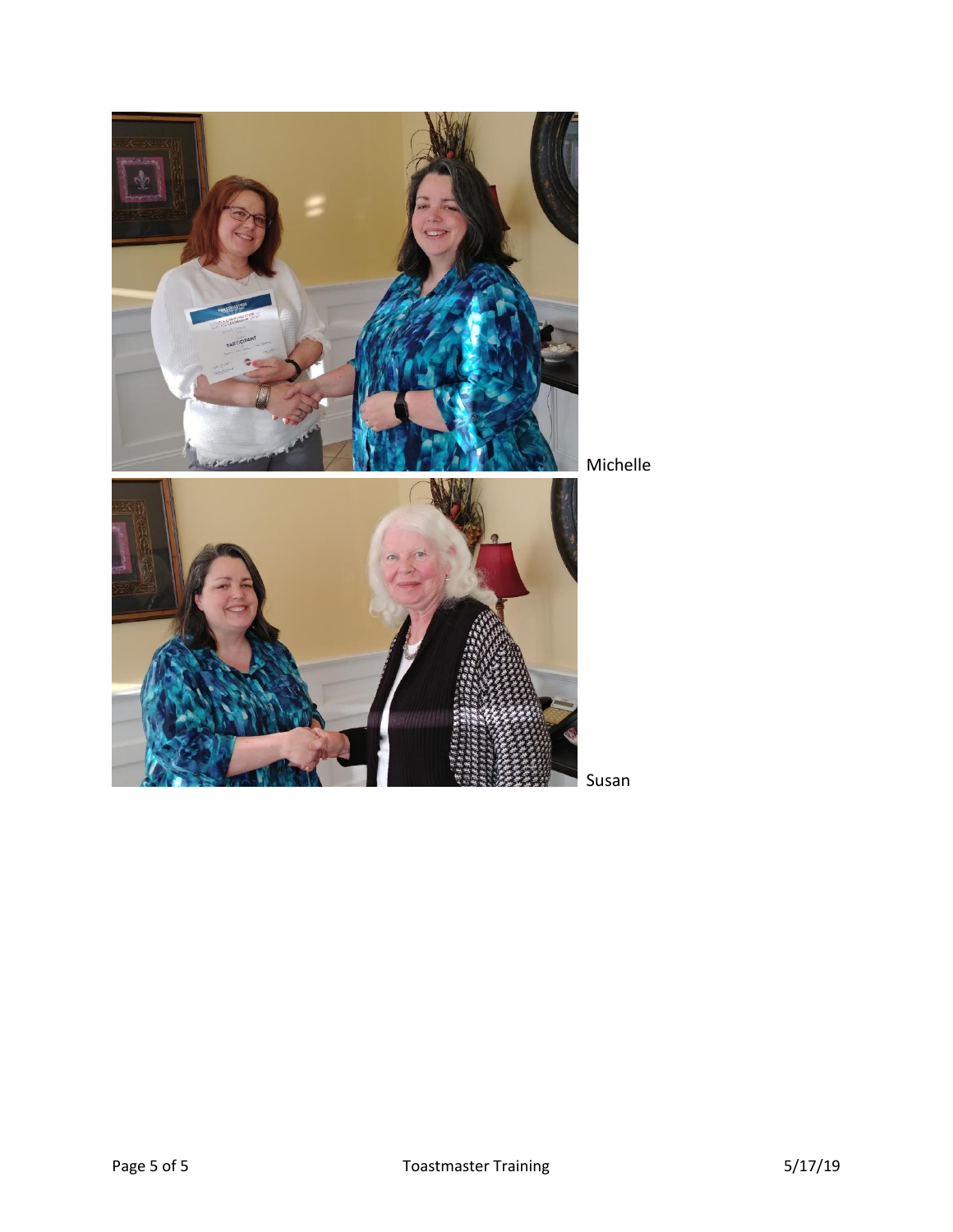Michelle

Susan